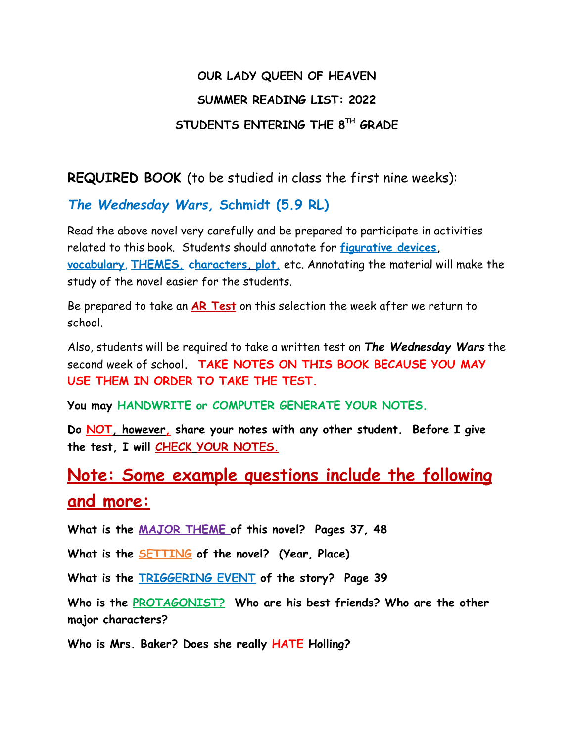**OUR LADY QUEEN OF HEAVEN**

**SUMMER READING LIST: 2022**

**STUDENTS ENTERING THE 8TH GRADE**

**REQUIRED BOOK** (to be studied in class the first nine weeks):

***The Wednesday Wars*, Schmidt (5.9 RL)**

Read the above novel very carefully and be prepared to participate in activities related to this book. Students should annotate for **figurative devices**, **vocabulary**, **THEMES**, **characters**, **plot**, etc. Annotating the material will make the study of the novel easier for the students.

Be prepared to take an **AR Test** on this selection the week after we return to school.

Also, students will be required to take a written test on ***The Wednesday Wars*** the second week of school. **TAKE NOTES ON THIS BOOK BECAUSE YOU MAY USE THEM IN ORDER TO TAKE THE TEST.**

**You may HANDWRITE or COMPUTER GENERATE YOUR NOTES.**

**Do NOT, however, share your notes with any other student. Before I give the test, I will CHECK YOUR NOTES.**

## Note: Some example questions include the following and more:

**What is the MAJOR THEME of this novel? Pages 37, 48**

**What is the SETTING of the novel? (Year, Place)**

**What is the TRIGGERING EVENT of the story? Page 39**

**Who is the PROTAGONIST? Who are his best friends? Who are the other major characters?**

**Who is Mrs. Baker? Does she really HATE Holling?**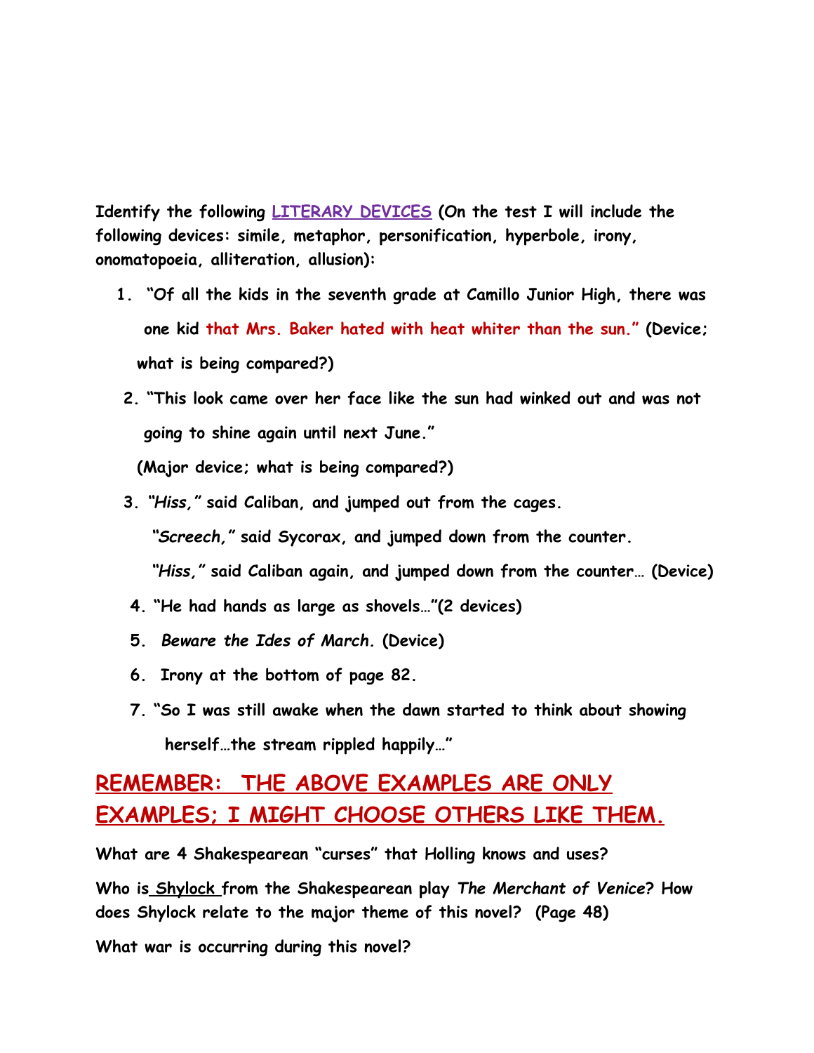**Identify the following <u>LITERARY DEVICES</u> (On the test I will include the following devices: simile, metaphor, personification, hyperbole, irony, onomatopoeia, alliteration, allusion):**

1. **"Of all the kids in the seventh grade at Camillo Junior High, there was one kid that Mrs. Baker hated with heat whiter than the sun." (Device; what is being compared?)**
2. **"This look came over her face like the sun had winked out and was not going to shine again until next June."**

   **(Major device; what is being compared?)**
3. ***"Hiss,"* said Caliban, and jumped out from the cages.**

   ***"Screech,"* said Sycorax, and jumped down from the counter.**

   ***"Hiss,"* said Caliban again, and jumped down from the counter… (Device)**
4. **"He had hands as large as shovels…"(2 devices)**
5. ***Beware the Ides of March.* (Device)**
6. **Irony at the bottom of page 82.**
7. **"So I was still awake when the dawn started to think about showing herself…the stream rippled happily…"**

## <u>REMEMBER: THE ABOVE EXAMPLES ARE ONLY EXAMPLES; I MIGHT CHOOSE OTHERS LIKE THEM.</u>

**What are 4 Shakespearean "curses" that Holling knows and uses?**

**Who is <u>Shylock</u> from the Shakespearean play *The Merchant of Venice*? How does Shylock relate to the major theme of this novel? (Page 48)**

**What war is occurring during this novel?**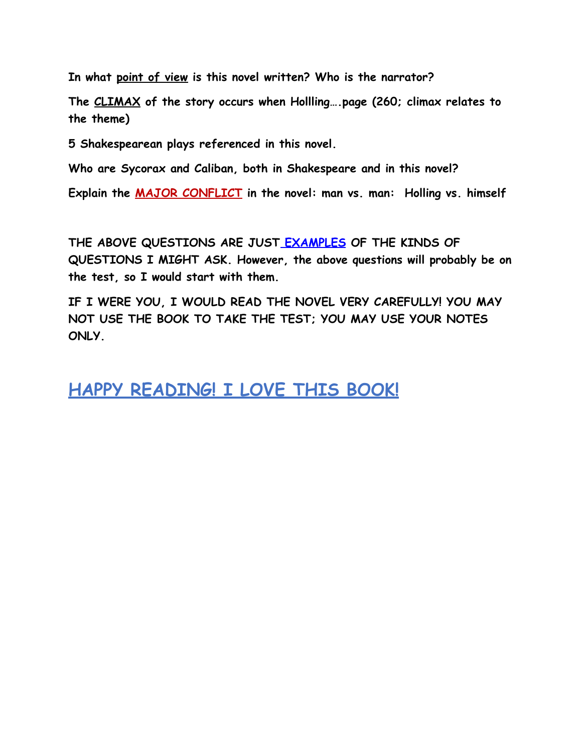**In what point of view is this novel written? Who is the narrator?**

**The CLIMAX of the story occurs when Hollling….page (260; climax relates to the theme)**

**5 Shakespearean plays referenced in this novel.**

**Who are Sycorax and Caliban, both in Shakespeare and in this novel?**

**Explain the MAJOR CONFLICT in the novel: man vs. man:  Holling vs. himself**

**THE ABOVE QUESTIONS ARE JUST EXAMPLES OF THE KINDS OF QUESTIONS I MIGHT ASK. However, the above questions will probably be on the test, so I would start with them.**

**IF I WERE YOU, I WOULD READ THE NOVEL VERY CAREFULLY! YOU MAY NOT USE THE BOOK TO TAKE THE TEST; YOU MAY USE YOUR NOTES ONLY.**

## HAPPY READING! I LOVE THIS BOOK!